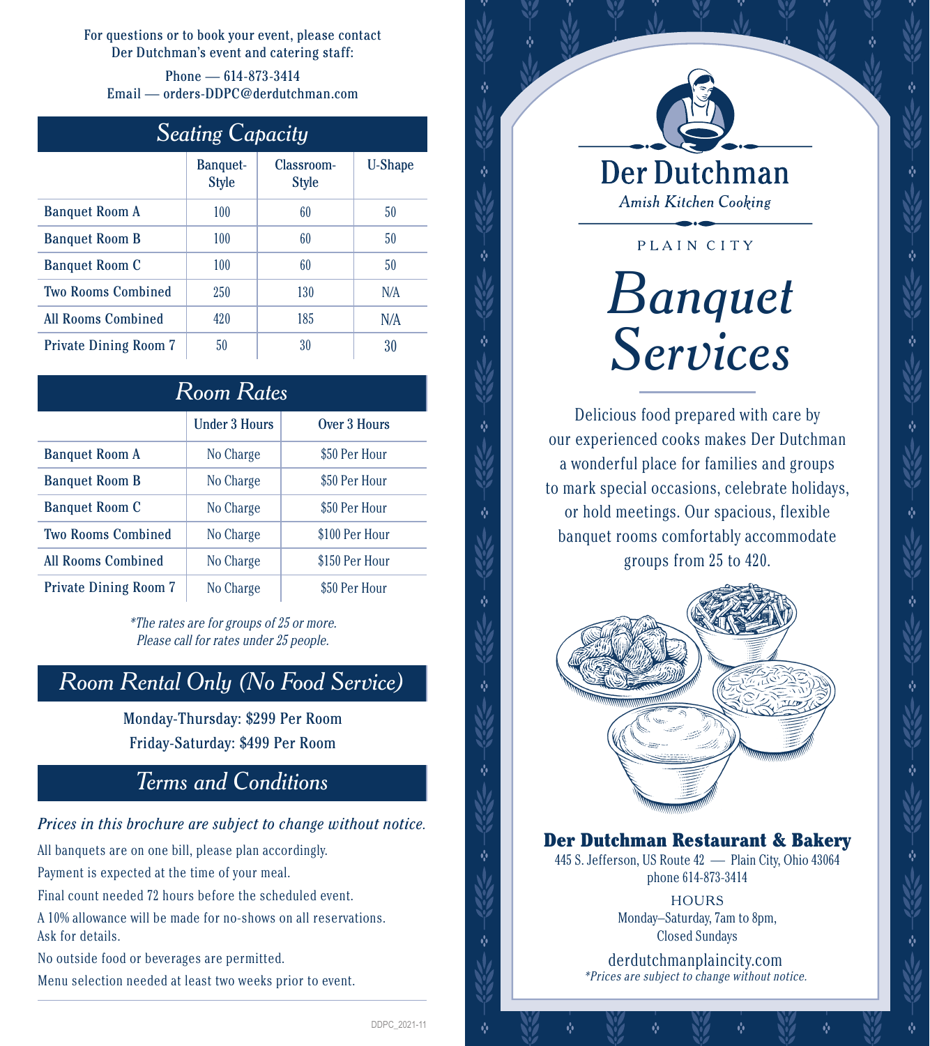For questions or to book your event, please contact Der Dutchman's event and catering staff:

Phone — 614-873-3414
Email — orders-DDPC@derdutchman.com

## *Seating Capacity*

| | Banquet-Style | Classroom-Style | U-Shape |
|---|---|---|---|
| Banquet Room A | 100 | 60 | 50 |
| Banquet Room B | 100 | 60 | 50 |
| Banquet Room C | 100 | 60 | 50 |
| Two Rooms Combined | 250 | 130 | N/A |
| All Rooms Combined | 420 | 185 | N/A |
| Private Dining Room 7 | 50 | 30 | 30 |

## *Room Rates*

| | Under 3 Hours | Over 3 Hours |
|---|---|---|
| Banquet Room A | No Charge | $50 Per Hour |
| Banquet Room B | No Charge | $50 Per Hour |
| Banquet Room C | No Charge | $50 Per Hour |
| Two Rooms Combined | No Charge | $100 Per Hour |
| All Rooms Combined | No Charge | $150 Per Hour |
| Private Dining Room 7 | No Charge | $50 Per Hour |

*\*The rates are for groups of 25 or more. Please call for rates under 25 people.*

## *Room Rental Only (No Food Service)*

Monday-Thursday: $299 Per Room

Friday-Saturday: $499 Per Room

## *Terms and Conditions*

*Prices in this brochure are subject to change without notice.*

All banquets are on one bill, please plan accordingly.

Payment is expected at the time of your meal.

Final count needed 72 hours before the scheduled event.

A 10% allowance will be made for no-shows on all reservations. Ask for details.

No outside food or beverages are permitted.

Menu selection needed at least two weeks prior to event.

DDPC_2021-11

# Der Dutchman

*Amish Kitchen Cooking*

PLAIN CITY

# *Banquet Services*

Delicious food prepared with care by our experienced cooks makes Der Dutchman a wonderful place for families and groups to mark special occasions, celebrate holidays, or hold meetings. Our spacious, flexible banquet rooms comfortably accommodate groups from 25 to 420.

**Der Dutchman Restaurant & Bakery**
445 S. Jefferson, US Route 42 — Plain City, Ohio 43064
phone 614-873-3414

HOURS
Monday–Saturday, 7am to 8pm,
Closed Sundays

derdutchmanplaincity.com
*\*Prices are subject to change without notice.*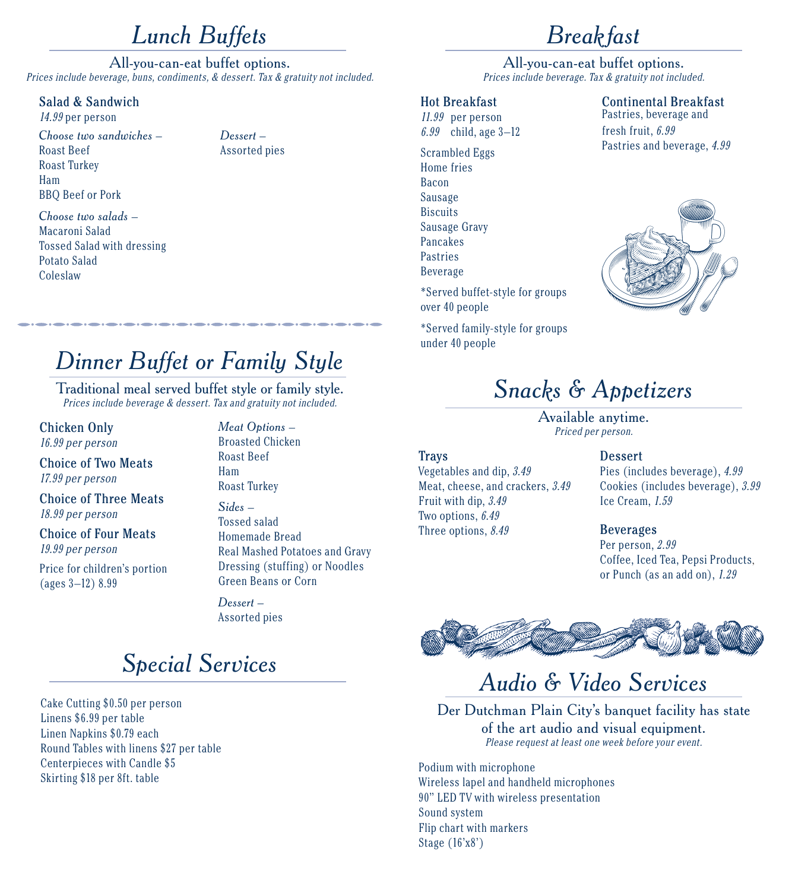# Lunch Buffets

All-you-can-eat buffet options.

*Prices include beverage, buns, condiments, & dessert. Tax & gratuity not included.*

### Salad & Sandwich

*14.99* per person

*Choose two sandwiches –*
Roast Beef
Roast Turkey
Ham
BBQ Beef or Pork

*Choose two salads –*
Macaroni Salad
Tossed Salad with dressing
Potato Salad
Coleslaw

*Dessert –*
Assorted pies

# Dinner Buffet or Family Style

Traditional meal served buffet style or family style.

*Prices include beverage & dessert. Tax and gratuity not included.*

### Chicken Only

*16.99 per person*

### Choice of Two Meats

*17.99 per person*

### Choice of Three Meats

*18.99 per person*

### Choice of Four Meats

*19.99 per person*

Price for children's portion (ages 3–12) 8.99

*Meat Options –*
Broasted Chicken
Roast Beef
Ham
Roast Turkey

*Sides –*
Tossed salad
Homemade Bread
Real Mashed Potatoes and Gravy
Dressing (stuffing) or Noodles
Green Beans or Corn

*Dessert –*
Assorted pies

# Special Services

Cake Cutting $0.50 per person
Linens $6.99 per table
Linen Napkins $0.79 each
Round Tables with linens $27 per table
Centerpieces with Candle $5
Skirting $18 per 8ft. table

# Breakfast

All-you-can-eat buffet options.

*Prices include beverage. Tax & gratuity not included.*

### Hot Breakfast

*11.99* per person
*6.99* child, age 3–12

Scrambled Eggs
Home fries
Bacon
Sausage
Biscuits
Sausage Gravy
Pancakes
Pastries
Beverage

*Served buffet-style for groups over 40 people

*Served family-style for groups under 40 people

### Continental Breakfast

Pastries, beverage and fresh fruit, *6.99*
Pastries and beverage, *4.99*

# Snacks & Appetizers

Available anytime.

*Priced per person.*

### Trays

Vegetables and dip, *3.49*
Meat, cheese, and crackers, *3.49*
Fruit with dip, *3.49*
Two options, *6.49*
Three options, *8.49*

### Dessert

Pies (includes beverage), *4.99*
Cookies (includes beverage), *3.99*
Ice Cream, *1.59*

### Beverages

Per person, *2.99*
Coffee, Iced Tea, Pepsi Products, or Punch (as an add on), *1.29*

# Audio & Video Services

Der Dutchman Plain City's banquet facility has state of the art audio and visual equipment.

*Please request at least one week before your event.*

Podium with microphone
Wireless lapel and handheld microphones
90" LED TV with wireless presentation
Sound system
Flip chart with markers
Stage (16'x8')